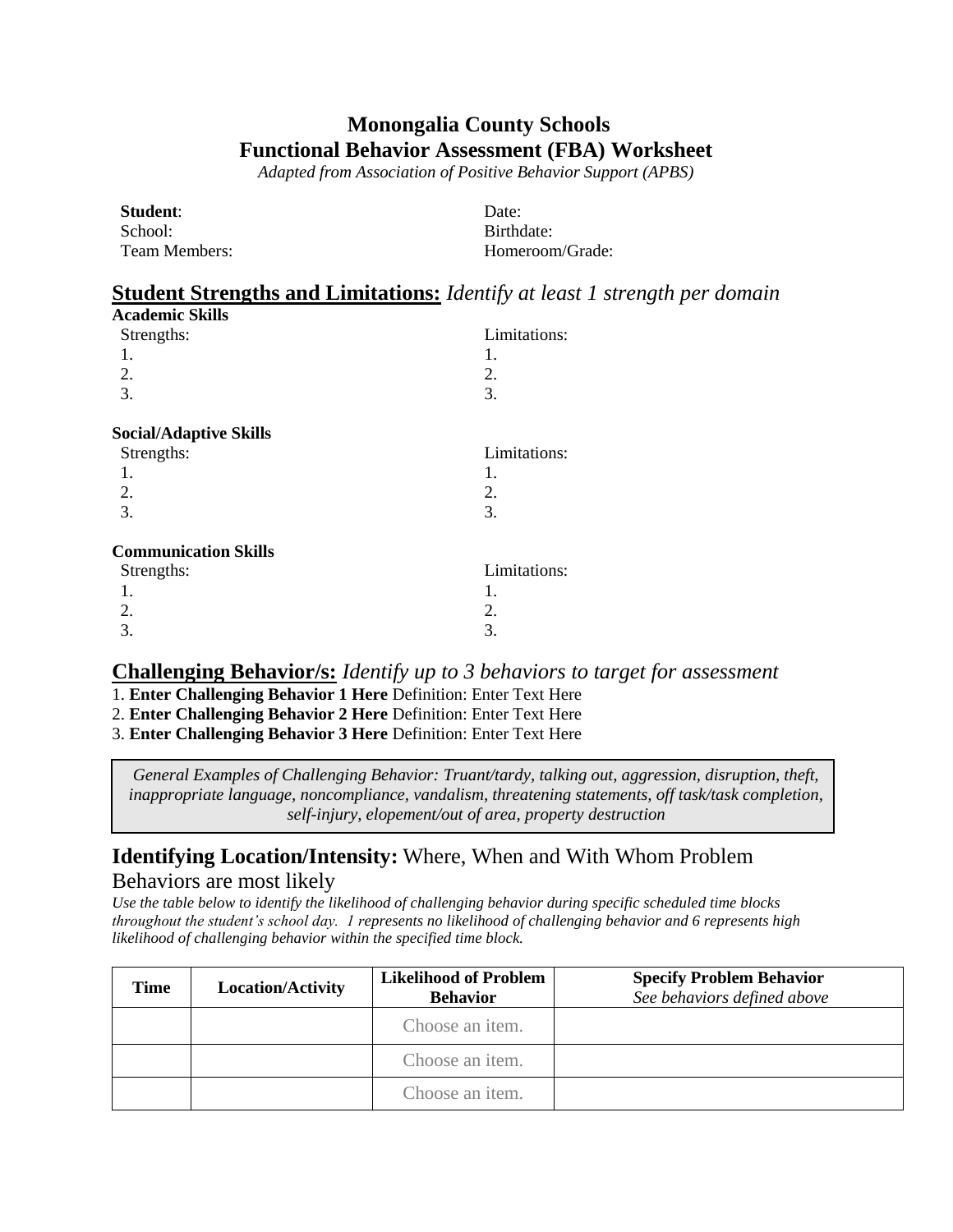# Monongalia County Schools
# Functional Behavior Assessment (FBA) Worksheet

*Adapted from Association of Positive Behavior Support (APBS)*

**Student**:
School:
Team Members:

Date:
Birthdate:
Homeroom/Grade:

## Student Strengths and Limitations: *Identify at least 1 strength per domain*

**Academic Skills**

Strengths:
1.
2.
3.

Limitations:
1.
2.
3.

**Social/Adaptive Skills**

Strengths:
1.
2.
3.

Limitations:
1.
2.
3.

**Communication Skills**

Strengths:
1.
2.
3.

Limitations:
1.
2.
3.

## Challenging Behavior/s: *Identify up to 3 behaviors to target for assessment*

1. **Enter Challenging Behavior 1 Here** Definition: Enter Text Here
2. **Enter Challenging Behavior 2 Here** Definition: Enter Text Here
3. **Enter Challenging Behavior 3 Here** Definition: Enter Text Here

*General Examples of Challenging Behavior: Truant/tardy, talking out, aggression, disruption, theft, inappropriate language, noncompliance, vandalism, threatening statements, off task/task completion, self-injury, elopement/out of area, property destruction*

## Identifying Location/Intensity: Where, When and With Whom Problem Behaviors are most likely

*Use the table below to identify the likelihood of challenging behavior during specific scheduled time blocks throughout the student's school day. 1 represents no likelihood of challenging behavior and 6 represents high likelihood of challenging behavior within the specified time block.*

| Time | Location/Activity | Likelihood of Problem Behavior | Specify Problem Behavior *See behaviors defined above* |
|---|---|---|---|
| | | Choose an item. | |
| | | Choose an item. | |
| | | Choose an item. | |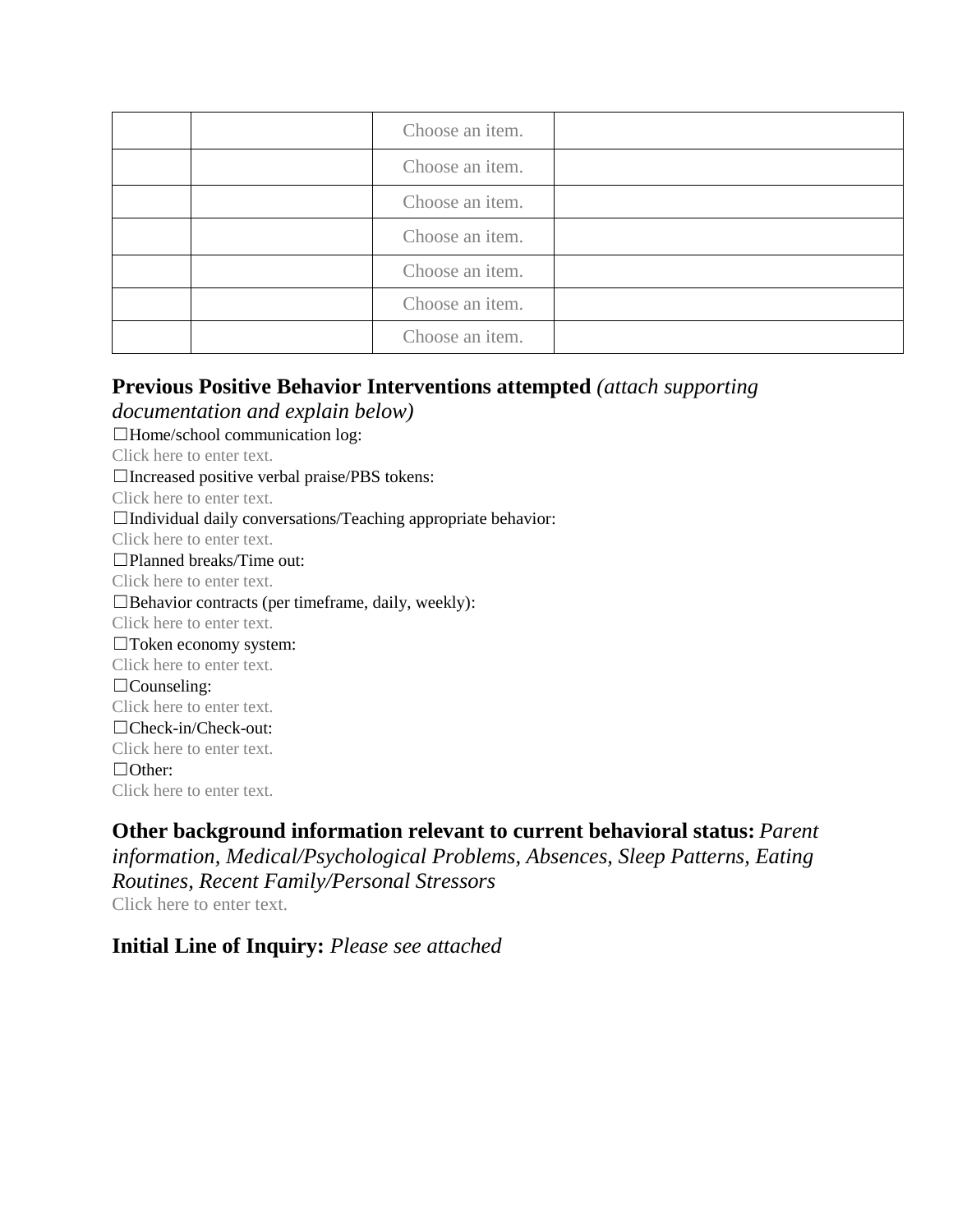| | | | |
|---|---|---|---|
| | | Choose an item. | |
| | | Choose an item. | |
| | | Choose an item. | |
| | | Choose an item. | |
| | | Choose an item. | |
| | | Choose an item. | |
| | | Choose an item. | |

## Previous Positive Behavior Interventions attempted *(attach supporting documentation and explain below)*

☐Home/school communication log:
Click here to enter text.
☐Increased positive verbal praise/PBS tokens:
Click here to enter text.
☐Individual daily conversations/Teaching appropriate behavior:
Click here to enter text.
☐Planned breaks/Time out:
Click here to enter text.
☐Behavior contracts (per timeframe, daily, weekly):
Click here to enter text.
☐Token economy system:
Click here to enter text.
☐Counseling:
Click here to enter text.
☐Check-in/Check-out:
Click here to enter text.
☐Other:
Click here to enter text.

## Other background information relevant to current behavioral status: *Parent information, Medical/Psychological Problems, Absences, Sleep Patterns, Eating Routines, Recent Family/Personal Stressors*

Click here to enter text.

## Initial Line of Inquiry: *Please see attached*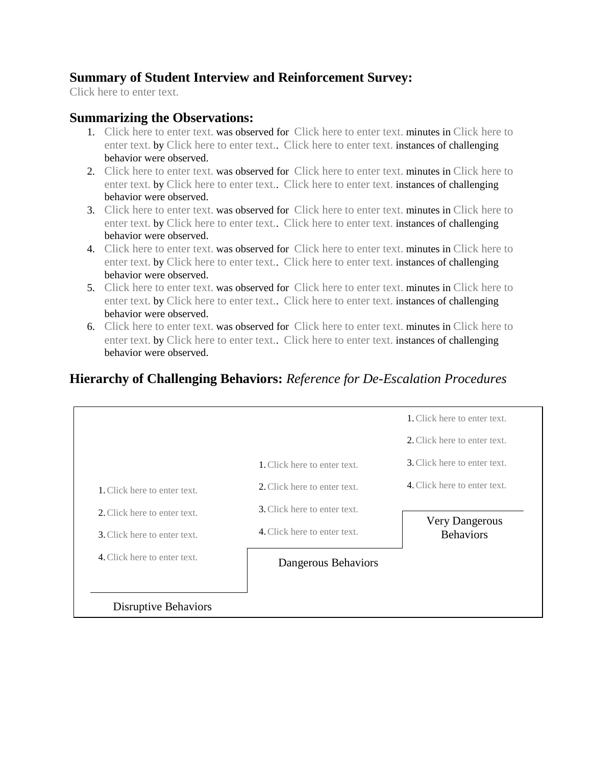### Summary of Student Interview and Reinforcement Survey:

Click here to enter text.

### Summarizing the Observations:

1. Click here to enter text. was observed for Click here to enter text. minutes in Click here to enter text. by Click here to enter text.. Click here to enter text. instances of challenging behavior were observed.
2. Click here to enter text. was observed for Click here to enter text. minutes in Click here to enter text. by Click here to enter text.. Click here to enter text. instances of challenging behavior were observed.
3. Click here to enter text. was observed for Click here to enter text. minutes in Click here to enter text. by Click here to enter text.. Click here to enter text. instances of challenging behavior were observed.
4. Click here to enter text. was observed for Click here to enter text. minutes in Click here to enter text. by Click here to enter text.. Click here to enter text. instances of challenging behavior were observed.
5. Click here to enter text. was observed for Click here to enter text. minutes in Click here to enter text. by Click here to enter text.. Click here to enter text. instances of challenging behavior were observed.
6. Click here to enter text. was observed for Click here to enter text. minutes in Click here to enter text. by Click here to enter text.. Click here to enter text. instances of challenging behavior were observed.

### Hierarchy of Challenging Behaviors: *Reference for De-Escalation Procedures*

| Disruptive Behaviors | Dangerous Behaviors | Very Dangerous Behaviors |
|---|---|---|
| 1. Click here to enter text. | 1. Click here to enter text. | 1. Click here to enter text. |
| 2. Click here to enter text. | 2. Click here to enter text. | 2. Click here to enter text. |
| 3. Click here to enter text. | 3. Click here to enter text. | 3. Click here to enter text. |
| 4. Click here to enter text. | 4. Click here to enter text. | 4. Click here to enter text. |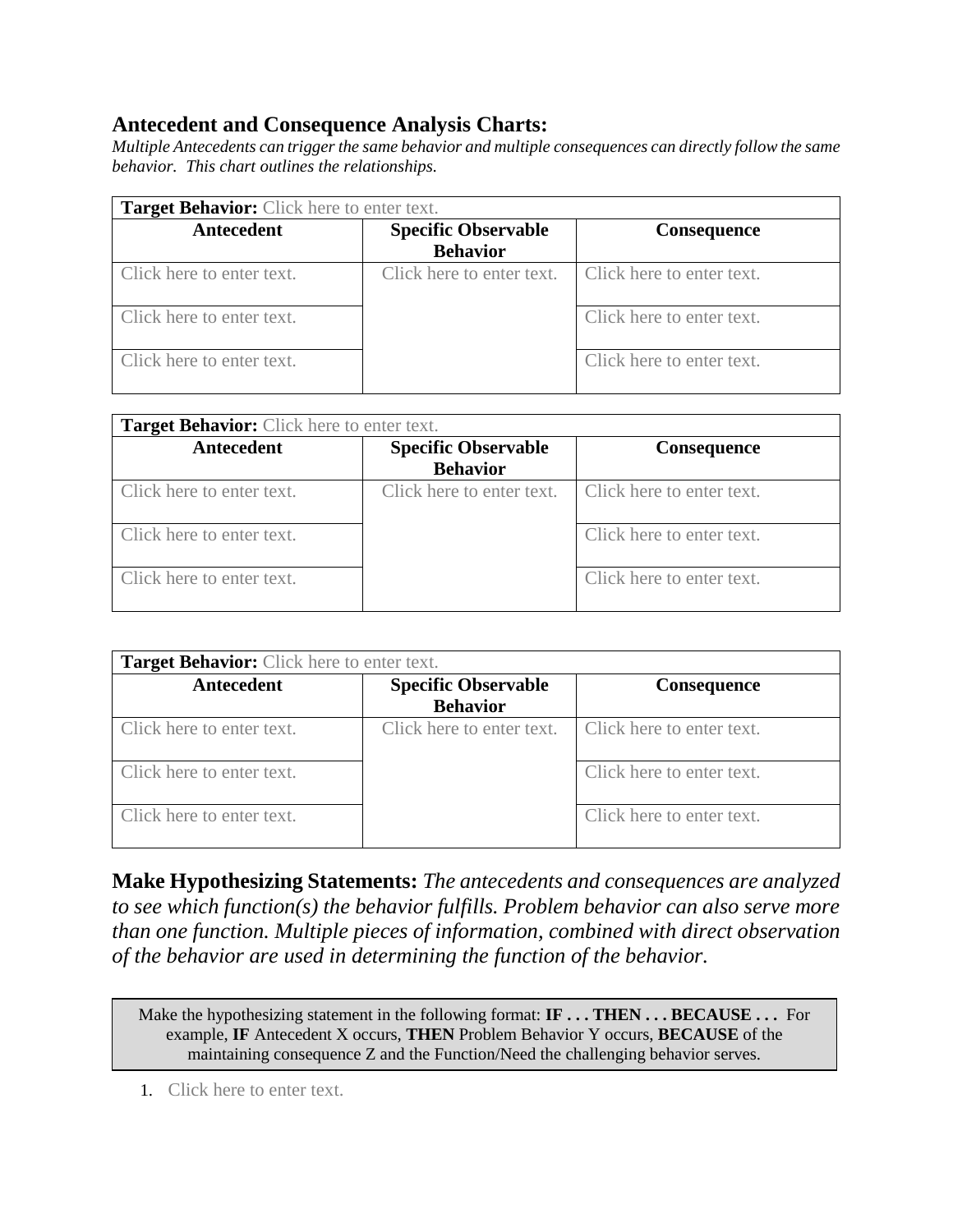## Antecedent and Consequence Analysis Charts:

*Multiple Antecedents can trigger the same behavior and multiple consequences can directly follow the same behavior. This chart outlines the relationships.*

| **Target Behavior:** Click here to enter text. | | |
|---|---|---|
| **Antecedent** | **Specific Observable Behavior** | **Consequence** |
| Click here to enter text. | Click here to enter text. | Click here to enter text. |
| Click here to enter text. | | Click here to enter text. |
| Click here to enter text. | | Click here to enter text. |

| **Target Behavior:** Click here to enter text. | | |
|---|---|---|
| **Antecedent** | **Specific Observable Behavior** | **Consequence** |
| Click here to enter text. | Click here to enter text. | Click here to enter text. |
| Click here to enter text. | | Click here to enter text. |
| Click here to enter text. | | Click here to enter text. |

| **Target Behavior:** Click here to enter text. | | |
|---|---|---|
| **Antecedent** | **Specific Observable Behavior** | **Consequence** |
| Click here to enter text. | Click here to enter text. | Click here to enter text. |
| Click here to enter text. | | Click here to enter text. |
| Click here to enter text. | | Click here to enter text. |

**Make Hypothesizing Statements:** *The antecedents and consequences are analyzed to see which function(s) the behavior fulfills. Problem behavior can also serve more than one function. Multiple pieces of information, combined with direct observation of the behavior are used in determining the function of the behavior.*

> Make the hypothesizing statement in the following format: **IF . . . THEN . . . BECAUSE . . .** For example, **IF** Antecedent X occurs, **THEN** Problem Behavior Y occurs, **BECAUSE** of the maintaining consequence Z and the Function/Need the challenging behavior serves.

1. Click here to enter text.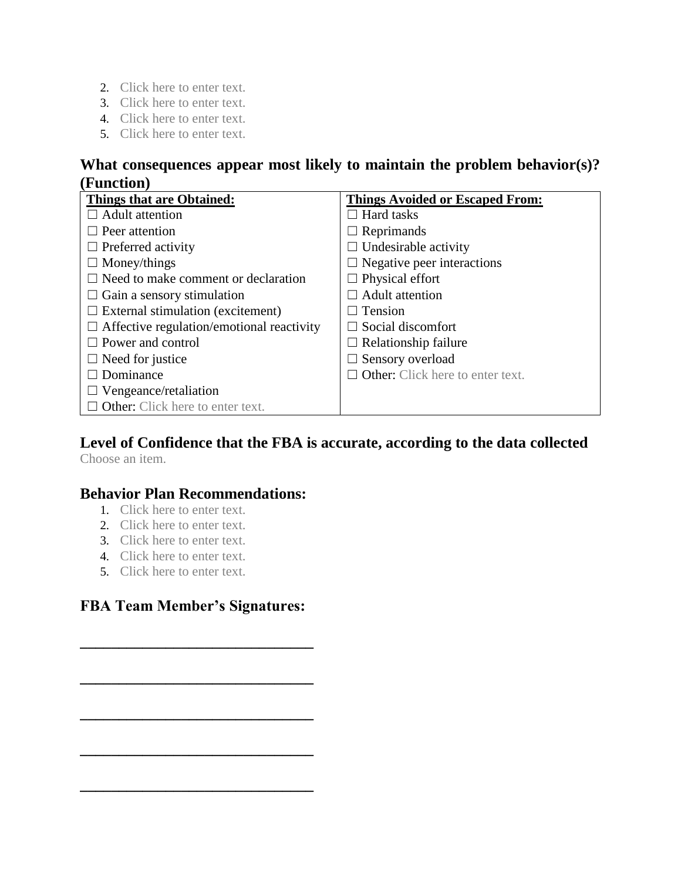2. Click here to enter text.
3. Click here to enter text.
4. Click here to enter text.
5. Click here to enter text.

## What consequences appear most likely to maintain the problem behavior(s)? (Function)

| Things that are Obtained: | Things Avoided or Escaped From: |
|---|---|
| ☐ Adult attention | ☐ Hard tasks |
| ☐ Peer attention | ☐ Reprimands |
| ☐ Preferred activity | ☐ Undesirable activity |
| ☐ Money/things | ☐ Negative peer interactions |
| ☐ Need to make comment or declaration | ☐ Physical effort |
| ☐ Gain a sensory stimulation | ☐ Adult attention |
| ☐ External stimulation (excitement) | ☐ Tension |
| ☐ Affective regulation/emotional reactivity | ☐ Social discomfort |
| ☐ Power and control | ☐ Relationship failure |
| ☐ Need for justice | ☐ Sensory overload |
| ☐ Dominance | ☐ Other: Click here to enter text. |
| ☐ Vengeance/retaliation | |
| ☐ Other: Click here to enter text. | |

## Level of Confidence that the FBA is accurate, according to the data collected

Choose an item.

## Behavior Plan Recommendations:

1. Click here to enter text.
2. Click here to enter text.
3. Click here to enter text.
4. Click here to enter text.
5. Click here to enter text.

## FBA Team Member's Signatures:

________________________________

________________________________

________________________________

________________________________

________________________________